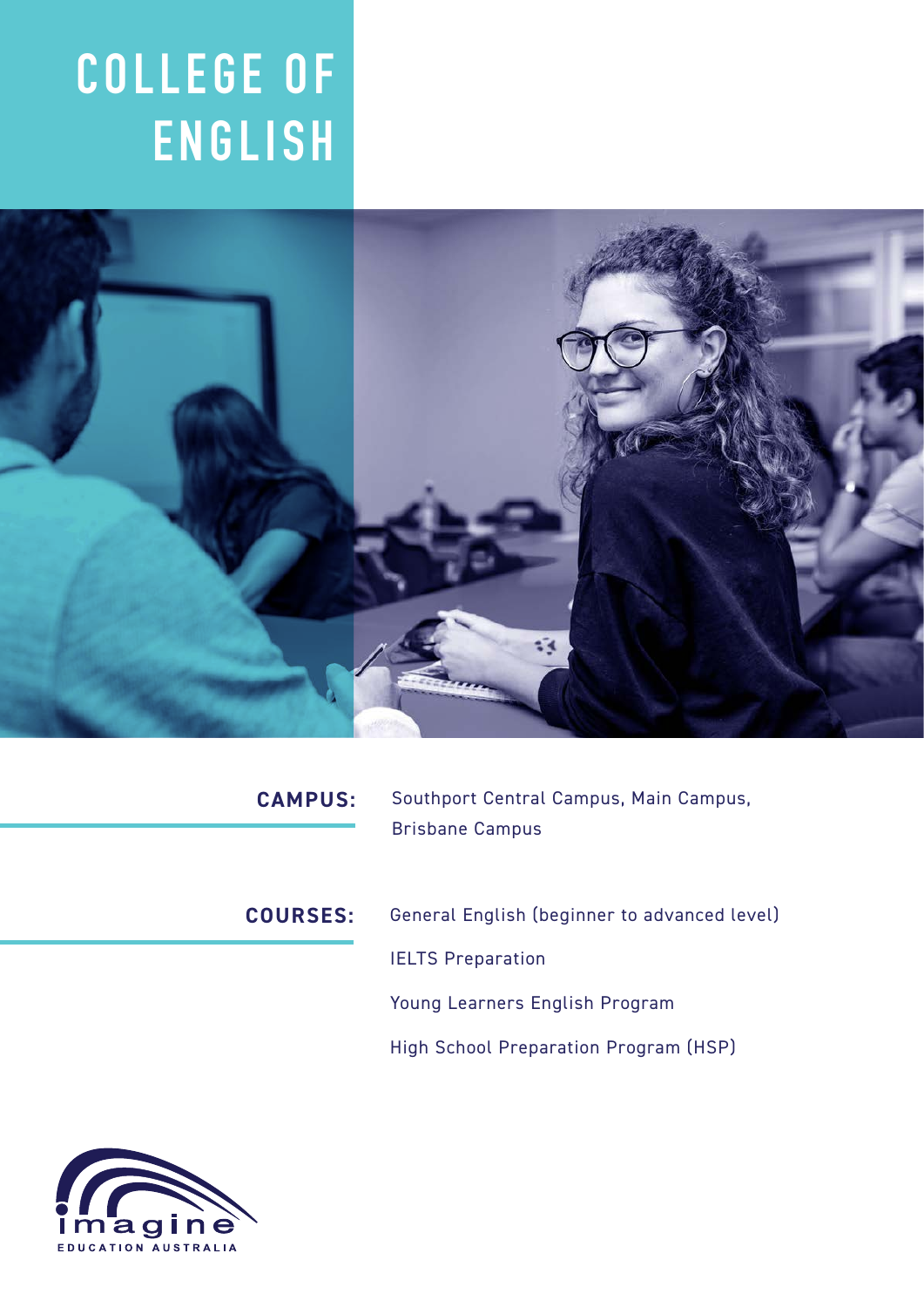# COLLEGE OF ENGLISH

**CAMPUS:** Southport Central Campus, Main Campus, Brisbane Campus

**COURSES:**

General English (beginner to advanced level)

IELTS Preparation

Young Learners English Program

High School Preparation Program (HSP)

imagine
EDUCATION AUSTRALIA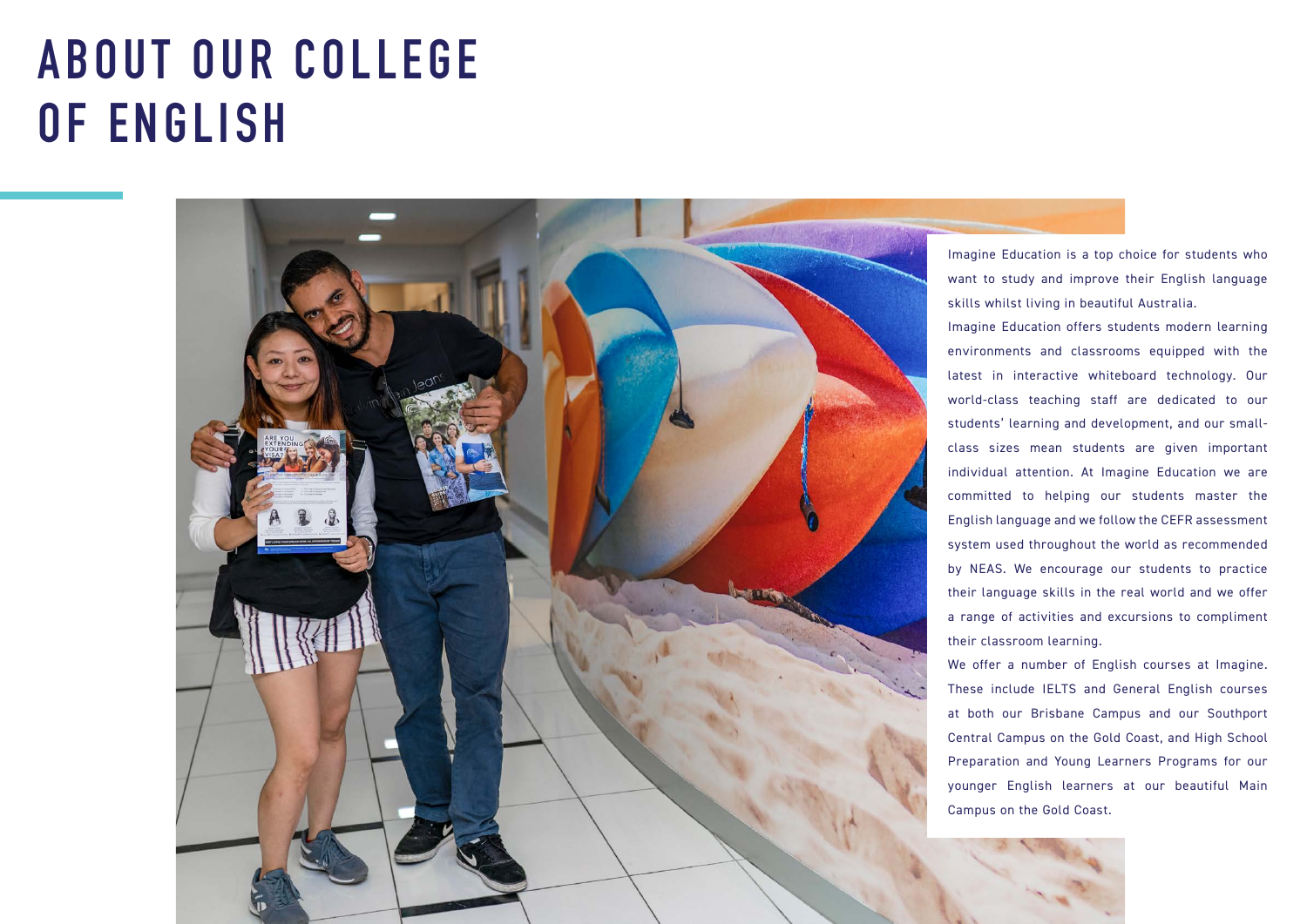# ABOUT OUR COLLEGE OF ENGLISH

Imagine Education is a top choice for students who want to study and improve their English language skills whilst living in beautiful Australia.

Imagine Education offers students modern learning environments and classrooms equipped with the latest in interactive whiteboard technology. Our world-class teaching staff are dedicated to our students' learning and development, and our small-class sizes mean students are given important individual attention. At Imagine Education we are committed to helping our students master the English language and we follow the CEFR assessment system used throughout the world as recommended by NEAS. We encourage our students to practice their language skills in the real world and we offer a range of activities and excursions to compliment their classroom learning.

We offer a number of English courses at Imagine. These include IELTS and General English courses at both our Brisbane Campus and our Southport Central Campus on the Gold Coast, and High School Preparation and Young Learners Programs for our younger English learners at our beautiful Main Campus on the Gold Coast.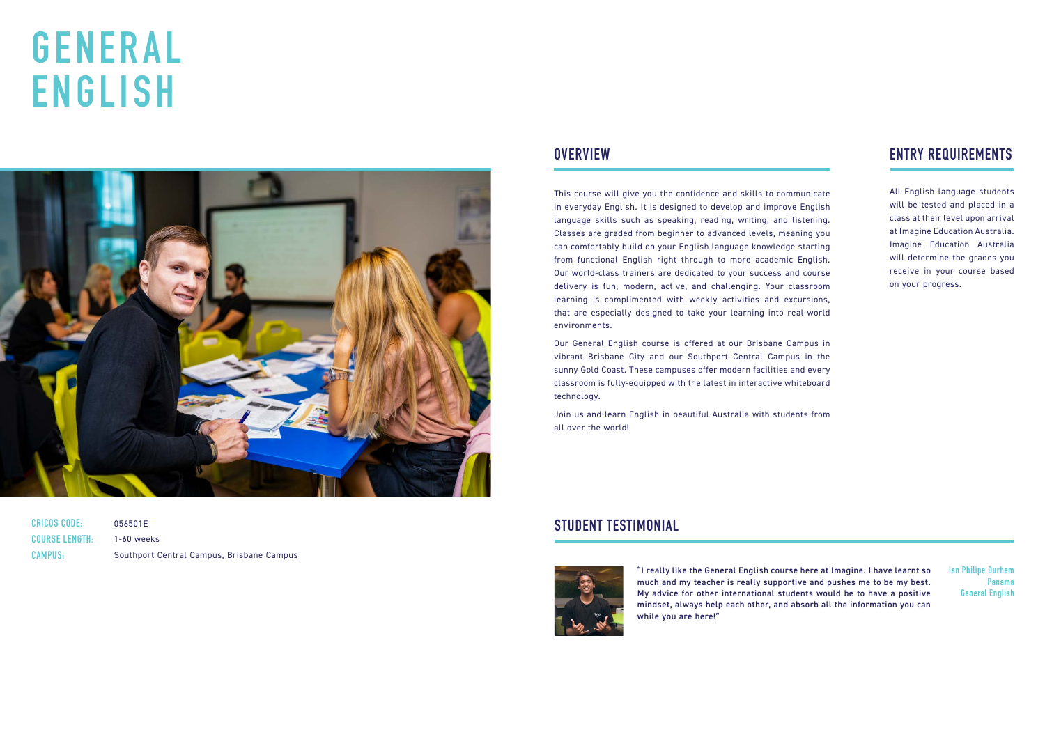# GENERAL ENGLISH

| | |
|---|---|
| **CRICOS CODE:** | 056501E |
| **COURSE LENGTH:** | 1-60 weeks |
| **CAMPUS:** | Southport Central Campus, Brisbane Campus |

## OVERVIEW

This course will give you the confidence and skills to communicate in everyday English. It is designed to develop and improve English language skills such as speaking, reading, writing, and listening. Classes are graded from beginner to advanced levels, meaning you can comfortably build on your English language knowledge starting from functional English right through to more academic English. Our world-class trainers are dedicated to your success and course delivery is fun, modern, active, and challenging. Your classroom learning is complimented with weekly activities and excursions, that are especially designed to take your learning into real-world environments.

Our General English course is offered at our Brisbane Campus in vibrant Brisbane City and our Southport Central Campus in the sunny Gold Coast. These campuses offer modern facilities and every classroom is fully-equipped with the latest in interactive whiteboard technology.

Join us and learn English in beautiful Australia with students from all over the world!

## ENTRY REQUIREMENTS

All English language students will be tested and placed in a class at their level upon arrival at Imagine Education Australia. Imagine Education Australia will determine the grades you receive in your course based on your progress.

## STUDENT TESTIMONIAL

"I really like the General English course here at Imagine. I have learnt so much and my teacher is really supportive and pushes me to be my best. My advice for other international students would be to have a positive mindset, always help each other, and absorb all the information you can while you are here!"

**Ian Philipe Durham**
**Panama**
**General English**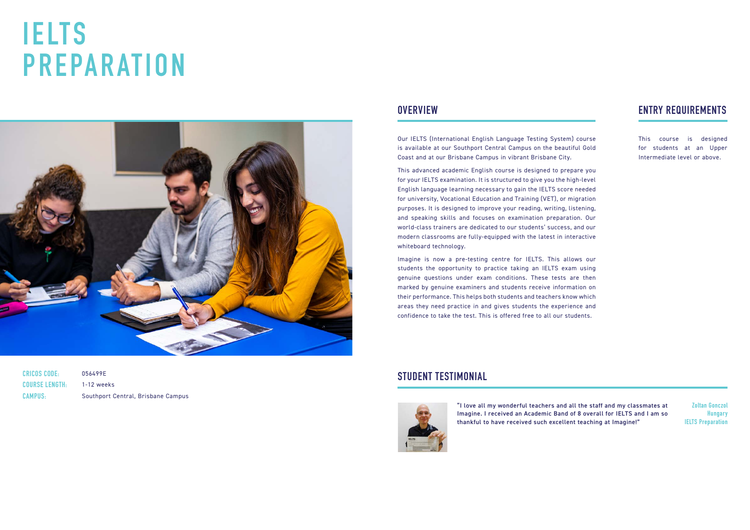# IELTS PREPARATION

**CRICOS CODE:** 056499E
**COURSE LENGTH:** 1-12 weeks
**CAMPUS:** Southport Central, Brisbane Campus

## OVERVIEW

Our IELTS (International English Language Testing System) course is available at our Southport Central Campus on the beautiful Gold Coast and at our Brisbane Campus in vibrant Brisbane City.

This advanced academic English course is designed to prepare you for your IELTS examination. It is structured to give you the high-level English language learning necessary to gain the IELTS score needed for university, Vocational Education and Training (VET), or migration purposes. It is designed to improve your reading, writing, listening, and speaking skills and focuses on examination preparation. Our world-class trainers are dedicated to our students' success, and our modern classrooms are fully-equipped with the latest in interactive whiteboard technology.

Imagine is now a pre-testing centre for IELTS. This allows our students the opportunity to practice taking an IELTS exam using genuine questions under exam conditions. These tests are then marked by genuine examiners and students receive information on their performance. This helps both students and teachers know which areas they need practice in and gives students the experience and confidence to take the test. This is offered free to all our students.

## ENTRY REQUIREMENTS

This course is designed for students at an Upper Intermediate level or above.

## STUDENT TESTIMONIAL

"I love all my wonderful teachers and all the staff and my classmates at Imagine. I received an Academic Band of 8 overall for IELTS and I am so thankful to have received such excellent teaching at Imagine!"

**Zoltan Gonczol**
**Hungary**
**IELTS Preparation**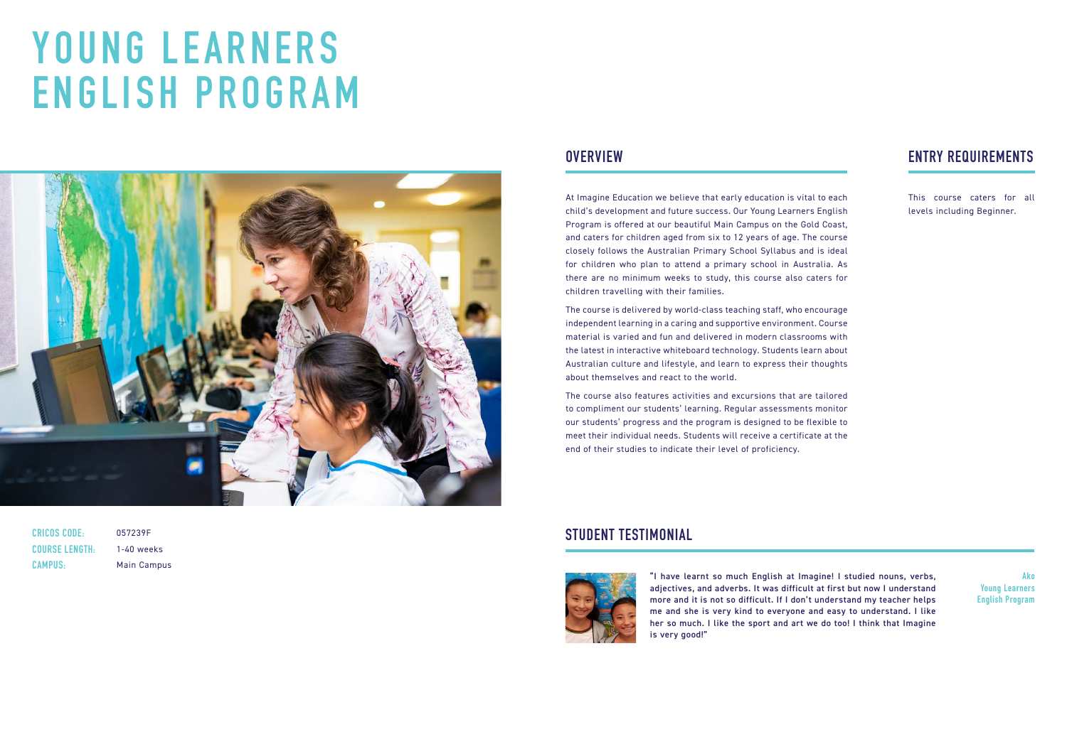# YOUNG LEARNERS ENGLISH PROGRAM

**CRICOS CODE:** 057239F
**COURSE LENGTH:** 1-40 weeks
**CAMPUS:** Main Campus

## OVERVIEW

At Imagine Education we believe that early education is vital to each child's development and future success. Our Young Learners English Program is offered at our beautiful Main Campus on the Gold Coast, and caters for children aged from six to 12 years of age. The course closely follows the Australian Primary School Syllabus and is ideal for children who plan to attend a primary school in Australia. As there are no minimum weeks to study, this course also caters for children travelling with their families.

The course is delivered by world-class teaching staff, who encourage independent learning in a caring and supportive environment. Course material is varied and fun and delivered in modern classrooms with the latest in interactive whiteboard technology. Students learn about Australian culture and lifestyle, and learn to express their thoughts about themselves and react to the world.

The course also features activities and excursions that are tailored to compliment our students' learning. Regular assessments monitor our students' progress and the program is designed to be flexible to meet their individual needs. Students will receive a certificate at the end of their studies to indicate their level of proficiency.

## ENTRY REQUIREMENTS

This course caters for all levels including Beginner.

## STUDENT TESTIMONIAL

"I have learnt so much English at Imagine! I studied nouns, verbs, adjectives, and adverbs. It was difficult at first but now I understand more and it is not so difficult. If I don't understand my teacher helps me and she is very kind to everyone and easy to understand. I like her so much. I like the sport and art we do too! I think that Imagine is very good!"

**Ako**
**Young Learners English Program**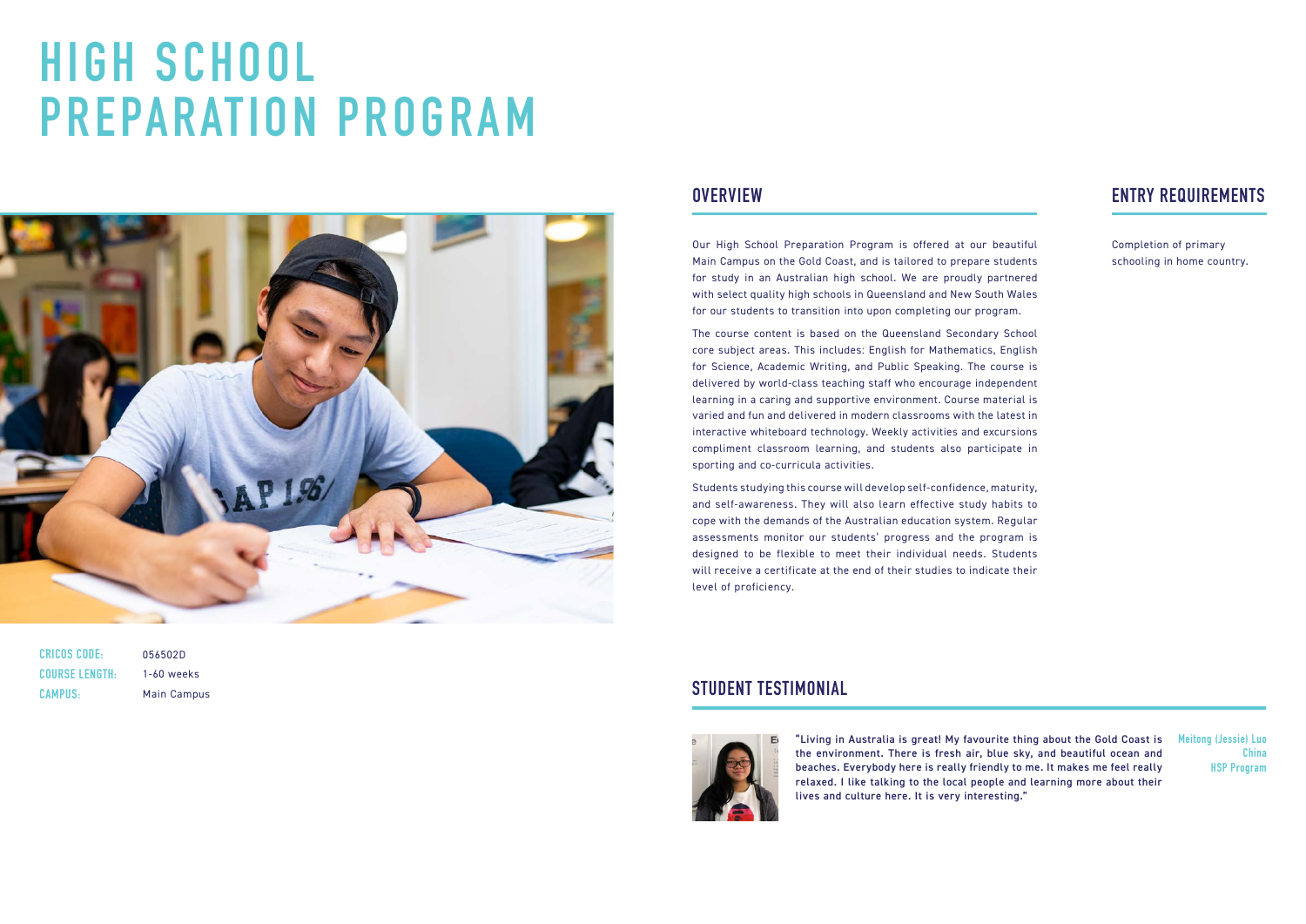# HIGH SCHOOL PREPARATION PROGRAM

| | |
|---|---|
| **CRICOS CODE:** | 056502D |
| **COURSE LENGTH:** | 1-60 weeks |
| **CAMPUS:** | Main Campus |

## OVERVIEW

Our High School Preparation Program is offered at our beautiful Main Campus on the Gold Coast, and is tailored to prepare students for study in an Australian high school. We are proudly partnered with select quality high schools in Queensland and New South Wales for our students to transition into upon completing our program.

The course content is based on the Queensland Secondary School core subject areas. This includes: English for Mathematics, English for Science, Academic Writing, and Public Speaking. The course is delivered by world-class teaching staff who encourage independent learning in a caring and supportive environment. Course material is varied and fun and delivered in modern classrooms with the latest in interactive whiteboard technology. Weekly activities and excursions compliment classroom learning, and students also participate in sporting and co-curricula activities.

Students studying this course will develop self-confidence, maturity, and self-awareness. They will also learn effective study habits to cope with the demands of the Australian education system. Regular assessments monitor our students' progress and the program is designed to be flexible to meet their individual needs. Students will receive a certificate at the end of their studies to indicate their level of proficiency.

## ENTRY REQUIREMENTS

Completion of primary schooling in home country.

## STUDENT TESTIMONIAL

"Living in Australia is great! My favourite thing about the Gold Coast is the environment. There is fresh air, blue sky, and beautiful ocean and beaches. Everybody here is really friendly to me. It makes me feel really relaxed. I like talking to the local people and learning more about their lives and culture here. It is very interesting."

Meitong (Jessie) Luo
China
HSP Program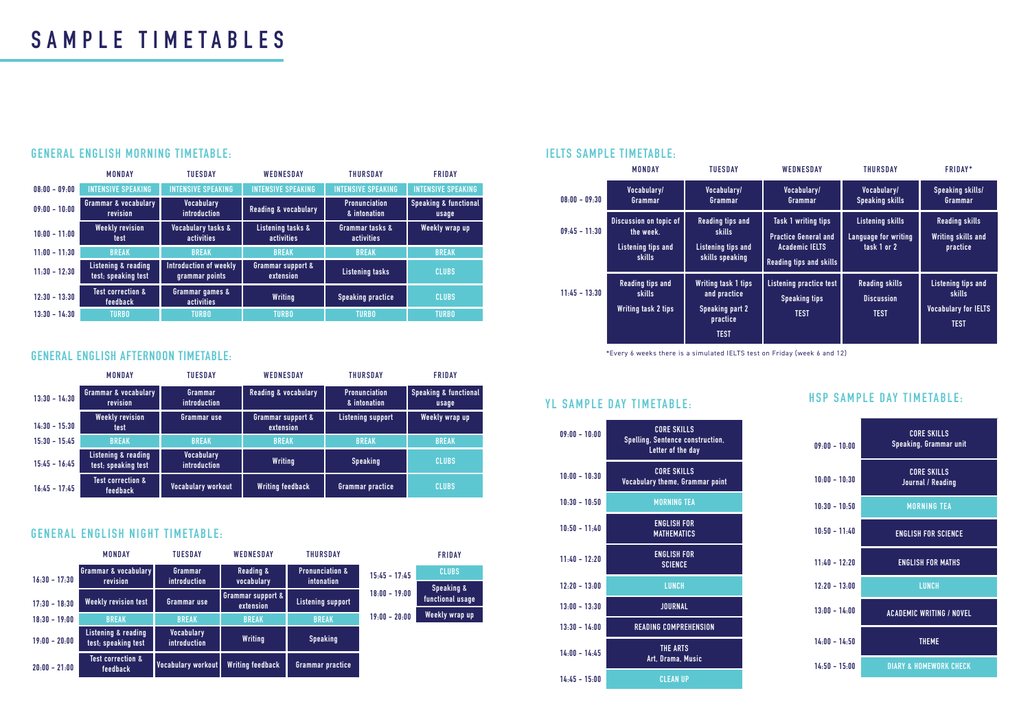# SAMPLE TIMETABLES

## GENERAL ENGLISH MORNING TIMETABLE:

| | MONDAY | TUESDAY | WEDNESDAY | THURSDAY | FRIDAY |
|---|---|---|---|---|---|
| 08:00 - 09:00 | INTENSIVE SPEAKING | INTENSIVE SPEAKING | INTENSIVE SPEAKING | INTENSIVE SPEAKING | INTENSIVE SPEAKING |
| 09:00 - 10:00 | Grammar & vocabulary revision | Vocabulary introduction | Reading & vocabulary | Pronunciation & intonation | Speaking & functional usage |
| 10:00 - 11:00 | Weekly revision test | Vocabulary tasks & activities | Listening tasks & activities | Grammar tasks & activities | Weekly wrap up |
| 11:00 - 11:30 | BREAK | BREAK | BREAK | BREAK | BREAK |
| 11:30 - 12:30 | Listening & reading test; speaking test | Introduction of weekly grammar points | Grammar support & extension | Listening tasks | CLUBS |
| 12:30 - 13:30 | Test correction & feedback | Grammar games & activities | Writing | Speaking practice | CLUBS |
| 13:30 - 14:30 | TURBO | TURBO | TURBO | TURBO | TURBO |

## GENERAL ENGLISH AFTERNOON TIMETABLE:

| | MONDAY | TUESDAY | WEDNESDAY | THURSDAY | FRIDAY |
|---|---|---|---|---|---|
| 13:30 - 14:30 | Grammar & vocabulary revision | Grammar introduction | Reading & vocabulary | Pronunciation & intonation | Speaking & functional usage |
| 14:30 - 15:30 | Weekly revision test | Grammar use | Grammar support & extension | Listening support | Weekly wrap up |
| 15:30 - 15:45 | BREAK | BREAK | BREAK | BREAK | BREAK |
| 15:45 - 16:45 | Listening & reading test; speaking test | Vocabulary introduction | Writing | Speaking | CLUBS |
| 16:45 - 17:45 | Test correction & feedback | Vocabulary workout | Writing feedback | Grammar practice | CLUBS |

## GENERAL ENGLISH NIGHT TIMETABLE:

| | MONDAY | TUESDAY | WEDNESDAY | THURSDAY |
|---|---|---|---|---|
| 16:30 - 17:30 | Grammar & vocabulary revision | Grammar introduction | Reading & vocabulary | Pronunciation & intonation |
| 17:30 - 18:30 | Weekly revision test | Grammar use | Grammar support & extension | Listening support |
| 18:30 - 19:00 | BREAK | BREAK | BREAK | BREAK |
| 19:00 - 20:00 | Listening & reading test; speaking test | Vocabulary introduction | Writing | Speaking |
| 20:00 - 21:00 | Test correction & feedback | Vocabulary workout | Writing feedback | Grammar practice |

| | FRIDAY |
|---|---|
| 15:45 - 17:45 | CLUBS |
| 18:00 - 19:00 | Speaking & functional usage |
| 19:00 - 20:00 | Weekly wrap up |

## IELTS SAMPLE TIMETABLE:

| | MONDAY | TUESDAY | WEDNESDAY | THURSDAY | FRIDAY* |
|---|---|---|---|---|---|
| 08:00 - 09:30 | Vocabulary/ Grammar | Vocabulary/ Grammar | Vocabulary/ Grammar | Vocabulary/ Speaking skills | Speaking skills/ Grammar |
| 09:45 - 11:30 | Discussion on topic of the week. Listening tips and skills | Reading tips and skills. Listening tips and skills speaking | Task 1 writing tips. Practice General and Academic IELTS. Reading tips and skills | Listening skills. Language for writing task 1 or 2 | Reading skills. Writing skills and practice |
| 11:45 - 13:30 | Reading tips and skills. Writing task 2 tips | Writing task 1 tips and practice. Speaking part 2 practice. TEST | Listening practice test. Speaking tips. TEST | Reading skills. Discussion. TEST | Listening tips and skills. Vocabulary for IELTS. TEST |

*Every 6 weeks there is a simulated IELTS test on Friday (week 6 and 12)

## YL SAMPLE DAY TIMETABLE:

| | |
|---|---|
| 09:00 - 10:00 | CORE SKILLS Spelling, Sentence construction, Letter of the day |
| 10:00 - 10:30 | CORE SKILLS Vocabulary theme, Grammar point |
| 10:30 - 10:50 | MORNING TEA |
| 10:50 - 11:40 | ENGLISH FOR MATHEMATICS |
| 11:40 - 12:20 | ENGLISH FOR SCIENCE |
| 12:20 - 13:00 | LUNCH |
| 13:00 - 13:30 | JOURNAL |
| 13:30 - 14:00 | READING COMPREHENSION |
| 14:00 - 14:45 | THE ARTS Art, Drama, Music |
| 14:45 - 15:00 | CLEAN UP |

## HSP SAMPLE DAY TIMETABLE:

| | |
|---|---|
| 09:00 - 10:00 | CORE SKILLS Speaking, Grammar unit |
| 10:00 - 10:30 | CORE SKILLS Journal / Reading |
| 10:30 - 10:50 | MORNING TEA |
| 10:50 - 11:40 | ENGLISH FOR SCIENCE |
| 11:40 - 12:20 | ENGLISH FOR MATHS |
| 12:20 - 13:00 | LUNCH |
| 13:00 - 14:00 | ACADEMIC WRITING / NOVEL |
| 14:00 - 14:50 | THEME |
| 14:50 - 15:00 | DIARY & HOMEWORK CHECK |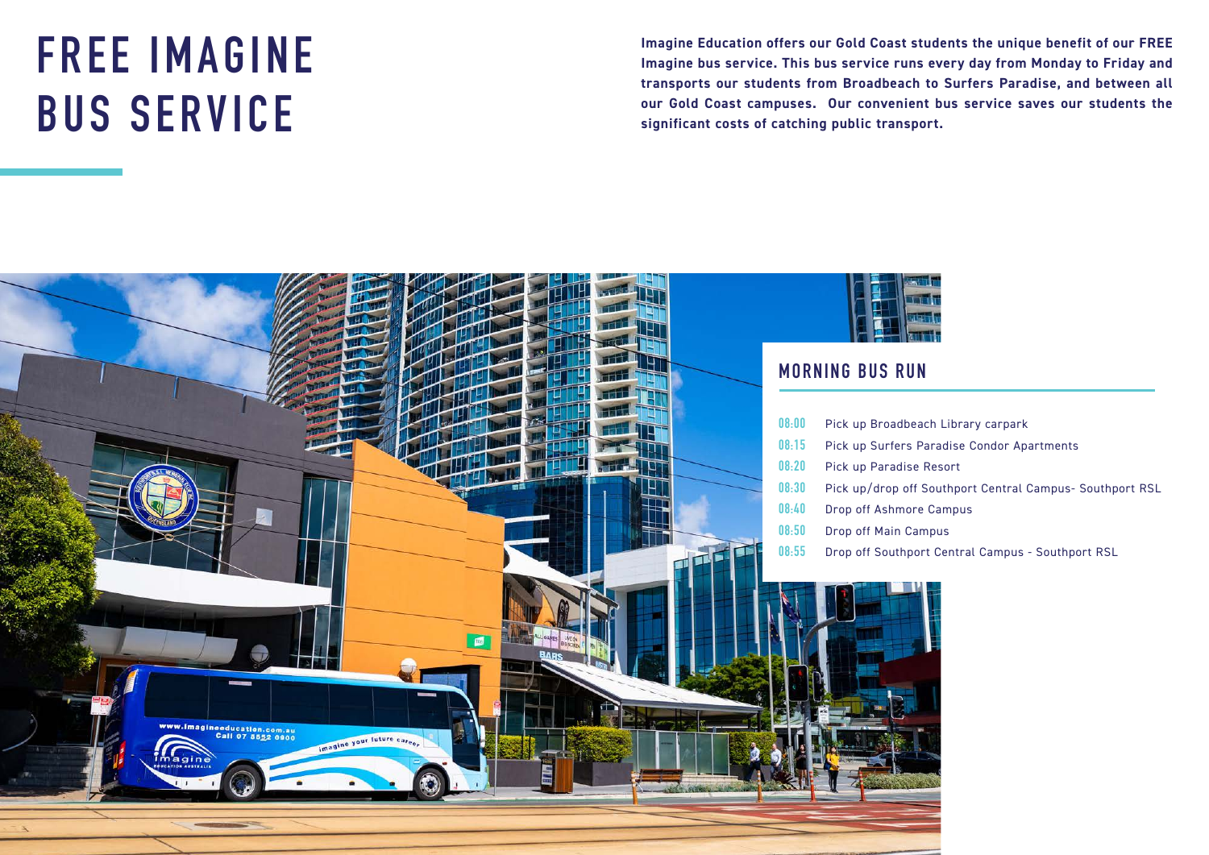# FREE IMAGINE BUS SERVICE

**Imagine Education offers our Gold Coast students the unique benefit of our FREE Imagine bus service. This bus service runs every day from Monday to Friday and transports our students from Broadbeach to Surfers Paradise, and between all our Gold Coast campuses. Our convenient bus service saves our students the significant costs of catching public transport.**

## MORNING BUS RUN

| Time | Stop |
| --- | --- |
| 08:00 | Pick up Broadbeach Library carpark |
| 08:15 | Pick up Surfers Paradise Condor Apartments |
| 08:20 | Pick up Paradise Resort |
| 08:30 | Pick up/drop off Southport Central Campus- Southport RSL |
| 08:40 | Drop off Ashmore Campus |
| 08:50 | Drop off Main Campus |
| 08:55 | Drop off Southport Central Campus - Southport RSL |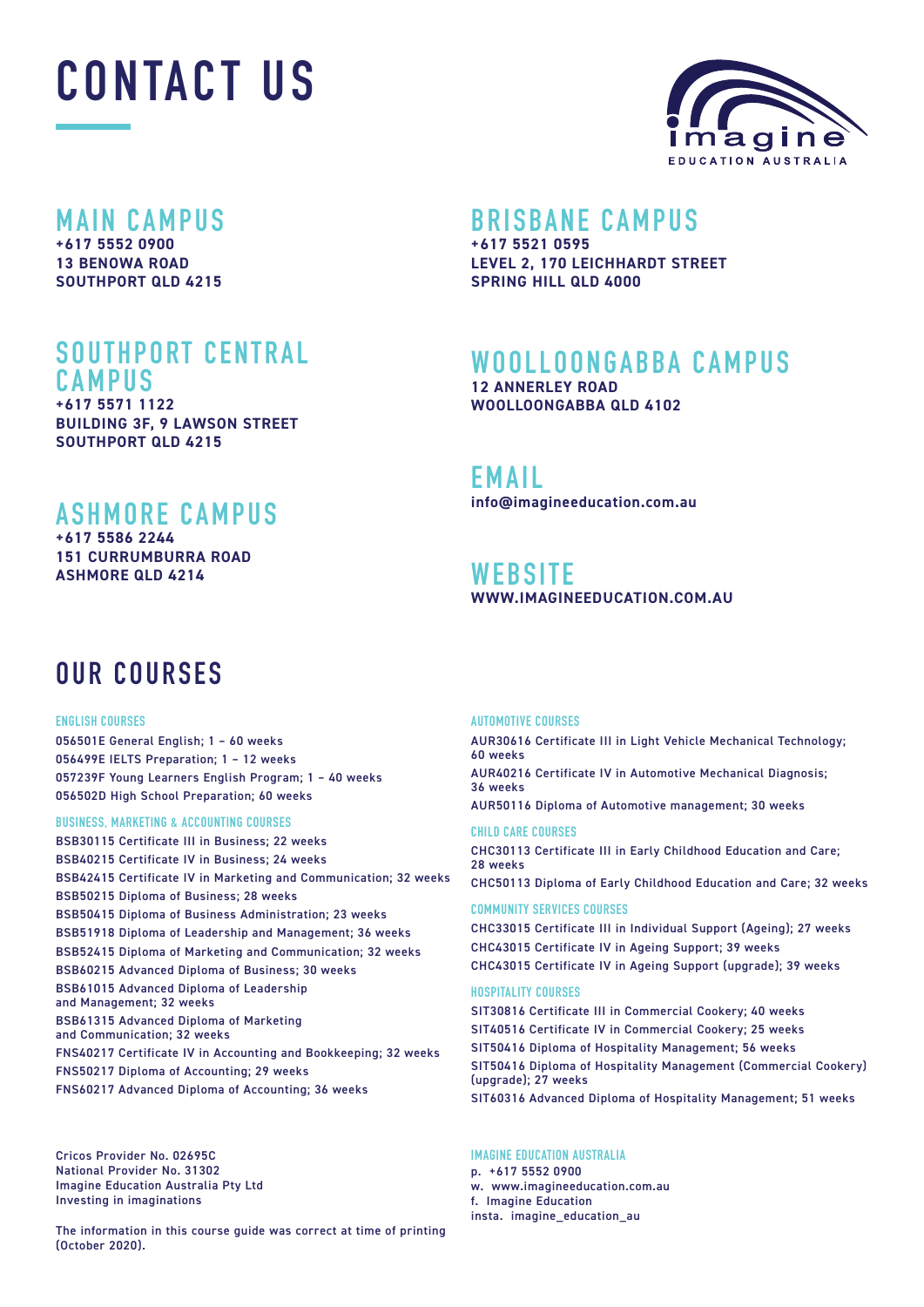# CONTACT US

## MAIN CAMPUS

**+617 5552 0900**
**13 BENOWA ROAD**
**SOUTHPORT QLD 4215**

## SOUTHPORT CENTRAL CAMPUS

**+617 5571 1122**
**BUILDING 3F, 9 LAWSON STREET**
**SOUTHPORT QLD 4215**

## ASHMORE CAMPUS

**+617 5586 2244**
**151 CURRUMBURRA ROAD**
**ASHMORE QLD 4214**

## BRISBANE CAMPUS

**+617 5521 0595**
**LEVEL 2, 170 LEICHHARDT STREET**
**SPRING HILL QLD 4000**

## WOOLLOONGABBA CAMPUS

**12 ANNERLEY ROAD**
**WOOLLOONGABBA QLD 4102**

## EMAIL

**info@imagineeducation.com.au**

## WEBSITE

**WWW.IMAGINEEDUCATION.COM.AU**

# OUR COURSES

### ENGLISH COURSES

056501E General English; 1 – 60 weeks
056499E IELTS Preparation; 1 – 12 weeks
057239F Young Learners English Program; 1 – 40 weeks
056502D High School Preparation; 60 weeks

### BUSINESS, MARKETING & ACCOUNTING COURSES

BSB30115 Certificate III in Business; 22 weeks
BSB40215 Certificate IV in Business; 24 weeks
BSB42415 Certificate IV in Marketing and Communication; 32 weeks
BSB50215 Diploma of Business; 28 weeks
BSB50415 Diploma of Business Administration; 23 weeks
BSB51918 Diploma of Leadership and Management; 36 weeks
BSB52415 Diploma of Marketing and Communication; 32 weeks
BSB60215 Advanced Diploma of Business; 30 weeks
BSB61015 Advanced Diploma of Leadership and Management; 32 weeks
BSB61315 Advanced Diploma of Marketing and Communication; 32 weeks
FNS40217 Certificate IV in Accounting and Bookkeeping; 32 weeks
FNS50217 Diploma of Accounting; 29 weeks
FNS60217 Advanced Diploma of Accounting; 36 weeks

### AUTOMOTIVE COURSES

AUR30616 Certificate III in Light Vehicle Mechanical Technology; 60 weeks
AUR40216 Certificate IV in Automotive Mechanical Diagnosis; 36 weeks
AUR50116 Diploma of Automotive management; 30 weeks

### CHILD CARE COURSES

CHC30113 Certificate III in Early Childhood Education and Care; 28 weeks
CHC50113 Diploma of Early Childhood Education and Care; 32 weeks

### COMMUNITY SERVICES COURSES

CHC33015 Certificate III in Individual Support (Ageing); 27 weeks
CHC43015 Certificate IV in Ageing Support; 39 weeks
CHC43015 Certificate IV in Ageing Support (upgrade); 39 weeks

### HOSPITALITY COURSES

SIT30816 Certificate III in Commercial Cookery; 40 weeks
SIT40516 Certificate IV in Commercial Cookery; 25 weeks
SIT50416 Diploma of Hospitality Management; 56 weeks
SIT50416 Diploma of Hospitality Management (Commercial Cookery) (upgrade); 27 weeks
SIT60316 Advanced Diploma of Hospitality Management; 51 weeks

Cricos Provider No. 02695C
National Provider No. 31302
Imagine Education Australia Pty Ltd
Investing in imaginations

The information in this course guide was correct at time of printing (October 2020).

### IMAGINE EDUCATION AUSTRALIA

p. +617 5552 0900
w. www.imagineeducation.com.au
f. Imagine Education
insta. imagine_education_au